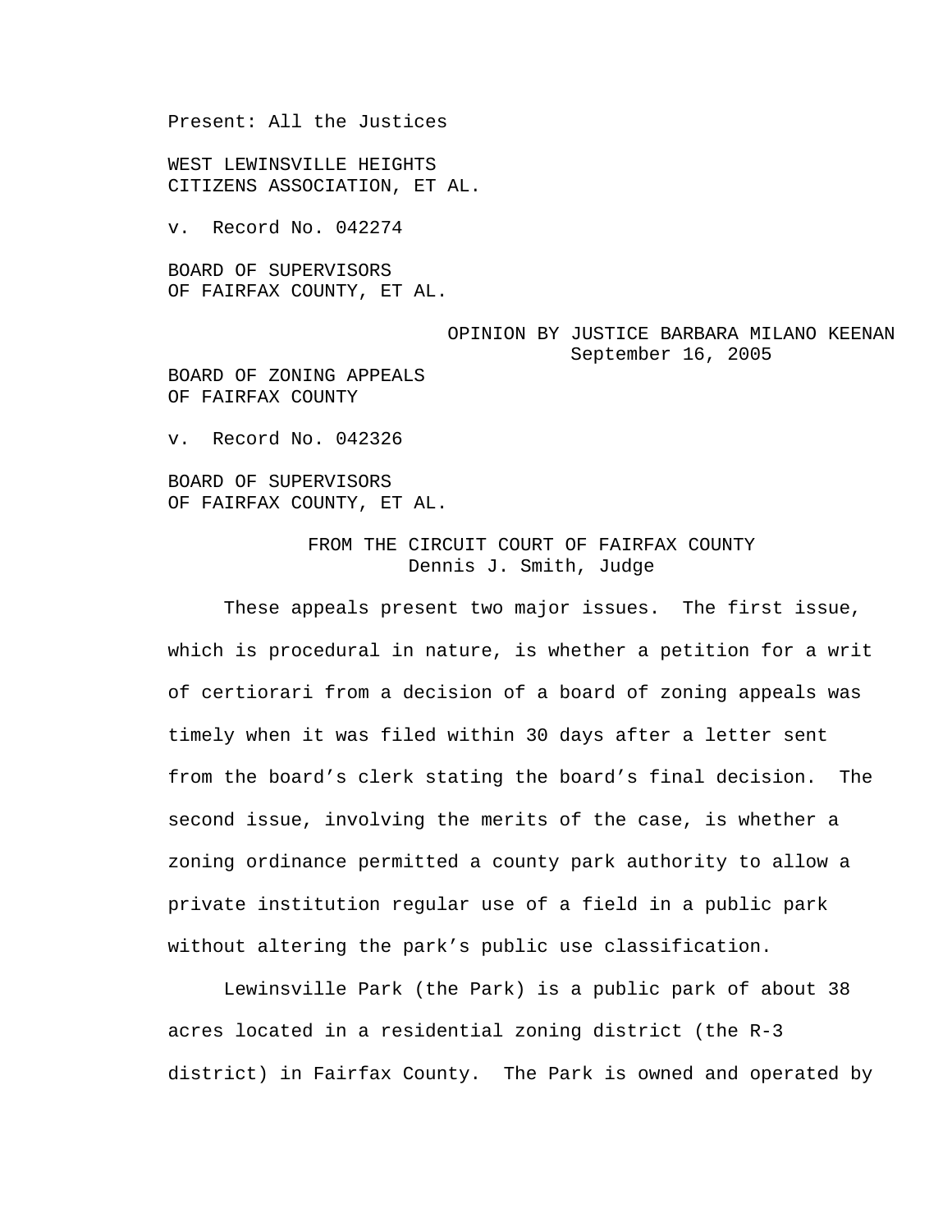Present: All the Justices

WEST LEWINSVILLE HEIGHTS
CITIZENS ASSOCIATION, ET AL.

v. Record No. 042274

BOARD OF SUPERVISORS
OF FAIRFAX COUNTY, ET AL.

OPINION BY JUSTICE BARBARA MILANO KEENAN
September 16, 2005

BOARD OF ZONING APPEALS
OF FAIRFAX COUNTY

v. Record No. 042326

BOARD OF SUPERVISORS
OF FAIRFAX COUNTY, ET AL.

FROM THE CIRCUIT COURT OF FAIRFAX COUNTY
Dennis J. Smith, Judge

These appeals present two major issues. The first issue, which is procedural in nature, is whether a petition for a writ of certiorari from a decision of a board of zoning appeals was timely when it was filed within 30 days after a letter sent from the board's clerk stating the board's final decision. The second issue, involving the merits of the case, is whether a zoning ordinance permitted a county park authority to allow a private institution regular use of a field in a public park without altering the park's public use classification.

Lewinsville Park (the Park) is a public park of about 38 acres located in a residential zoning district (the R-3 district) in Fairfax County. The Park is owned and operated by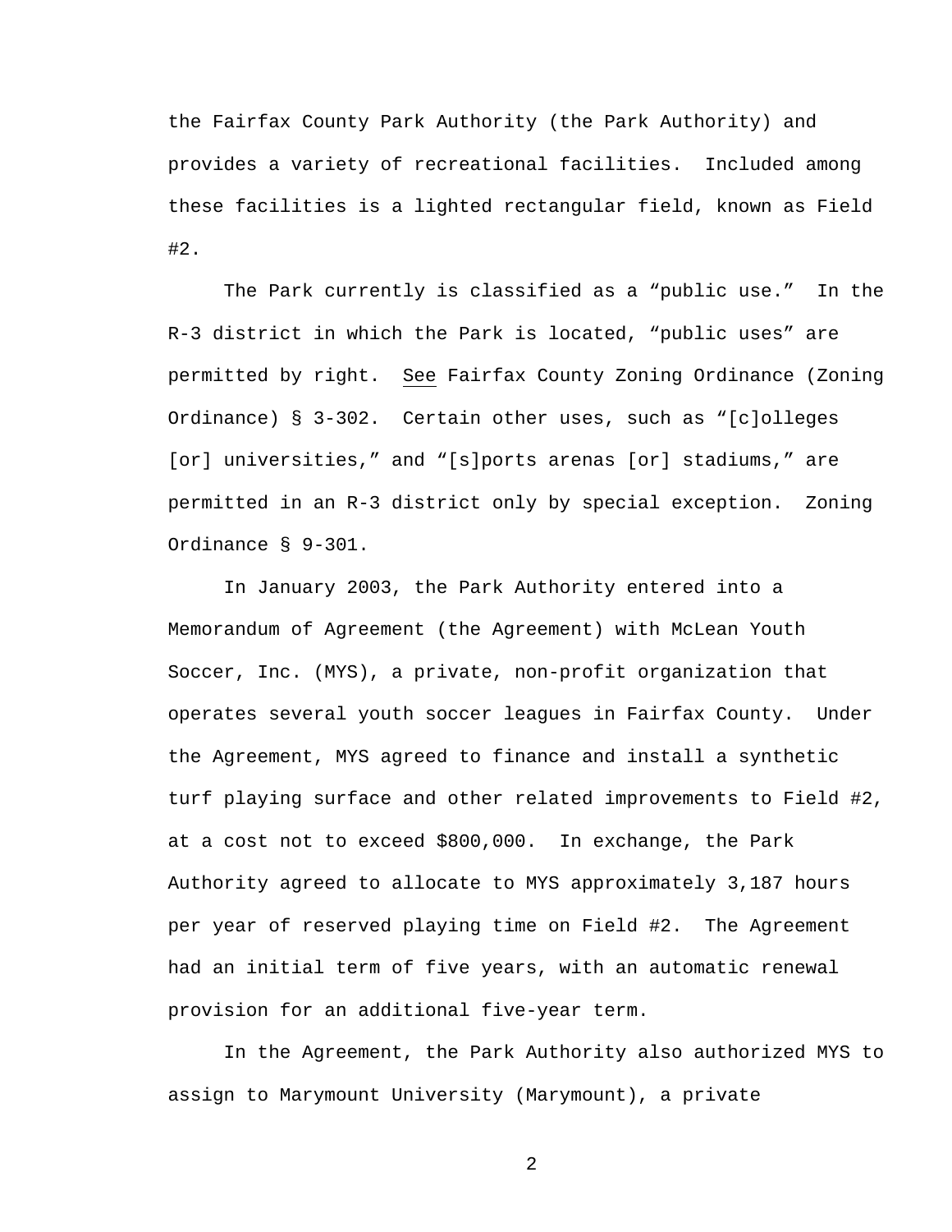the Fairfax County Park Authority (the Park Authority) and provides a variety of recreational facilities. Included among these facilities is a lighted rectangular field, known as Field #2.

The Park currently is classified as a "public use." In the R-3 district in which the Park is located, "public uses" are permitted by right. See Fairfax County Zoning Ordinance (Zoning Ordinance) § 3-302. Certain other uses, such as "[c]olleges [or] universities," and "[s]ports arenas [or] stadiums," are permitted in an R-3 district only by special exception. Zoning Ordinance § 9-301.

In January 2003, the Park Authority entered into a Memorandum of Agreement (the Agreement) with McLean Youth Soccer, Inc. (MYS), a private, non-profit organization that operates several youth soccer leagues in Fairfax County. Under the Agreement, MYS agreed to finance and install a synthetic turf playing surface and other related improvements to Field #2, at a cost not to exceed $800,000. In exchange, the Park Authority agreed to allocate to MYS approximately 3,187 hours per year of reserved playing time on Field #2. The Agreement had an initial term of five years, with an automatic renewal provision for an additional five-year term.

In the Agreement, the Park Authority also authorized MYS to assign to Marymount University (Marymount), a private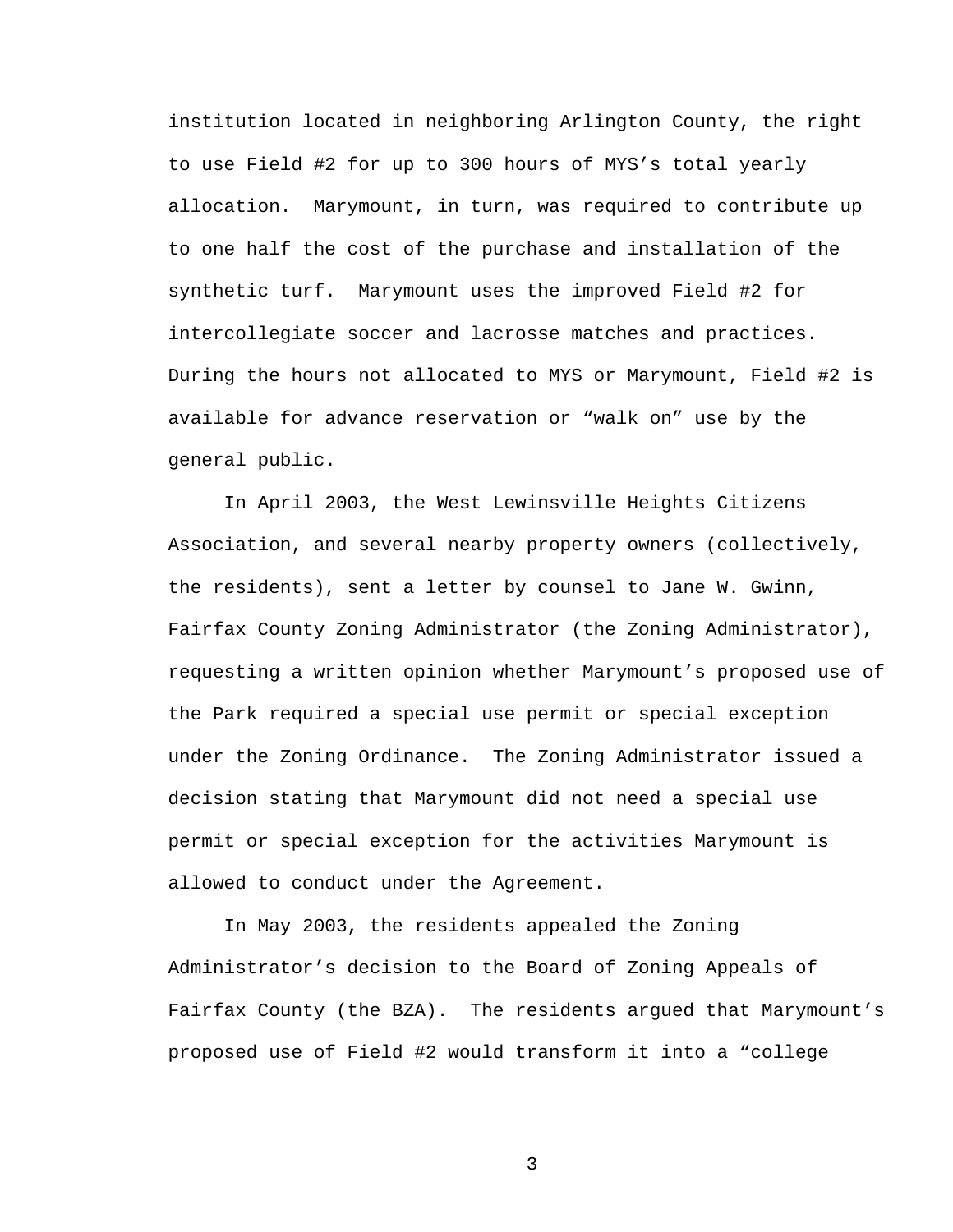institution located in neighboring Arlington County, the right to use Field #2 for up to 300 hours of MYS's total yearly allocation. Marymount, in turn, was required to contribute up to one half the cost of the purchase and installation of the synthetic turf. Marymount uses the improved Field #2 for intercollegiate soccer and lacrosse matches and practices. During the hours not allocated to MYS or Marymount, Field #2 is available for advance reservation or "walk on" use by the general public.

In April 2003, the West Lewinsville Heights Citizens Association, and several nearby property owners (collectively, the residents), sent a letter by counsel to Jane W. Gwinn, Fairfax County Zoning Administrator (the Zoning Administrator), requesting a written opinion whether Marymount's proposed use of the Park required a special use permit or special exception under the Zoning Ordinance. The Zoning Administrator issued a decision stating that Marymount did not need a special use permit or special exception for the activities Marymount is allowed to conduct under the Agreement.

In May 2003, the residents appealed the Zoning Administrator's decision to the Board of Zoning Appeals of Fairfax County (the BZA). The residents argued that Marymount's proposed use of Field #2 would transform it into a "college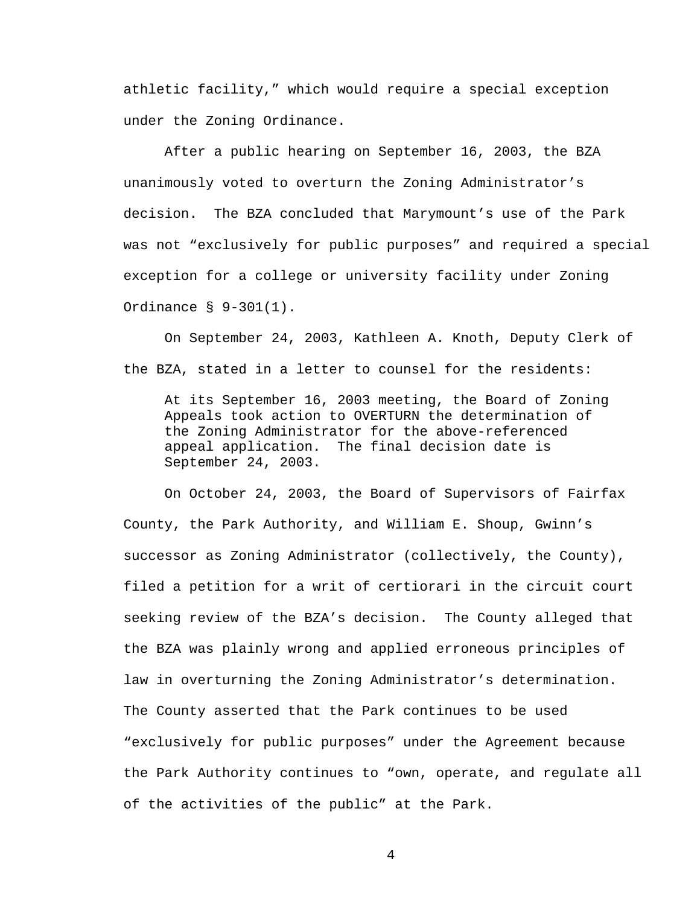athletic facility," which would require a special exception under the Zoning Ordinance.

After a public hearing on September 16, 2003, the BZA unanimously voted to overturn the Zoning Administrator's decision. The BZA concluded that Marymount's use of the Park was not "exclusively for public purposes" and required a special exception for a college or university facility under Zoning Ordinance § 9-301(1).

On September 24, 2003, Kathleen A. Knoth, Deputy Clerk of the BZA, stated in a letter to counsel for the residents:

> At its September 16, 2003 meeting, the Board of Zoning Appeals took action to OVERTURN the determination of the Zoning Administrator for the above-referenced appeal application. The final decision date is September 24, 2003.

On October 24, 2003, the Board of Supervisors of Fairfax County, the Park Authority, and William E. Shoup, Gwinn's successor as Zoning Administrator (collectively, the County), filed a petition for a writ of certiorari in the circuit court seeking review of the BZA's decision. The County alleged that the BZA was plainly wrong and applied erroneous principles of law in overturning the Zoning Administrator's determination. The County asserted that the Park continues to be used "exclusively for public purposes" under the Agreement because the Park Authority continues to "own, operate, and regulate all of the activities of the public" at the Park.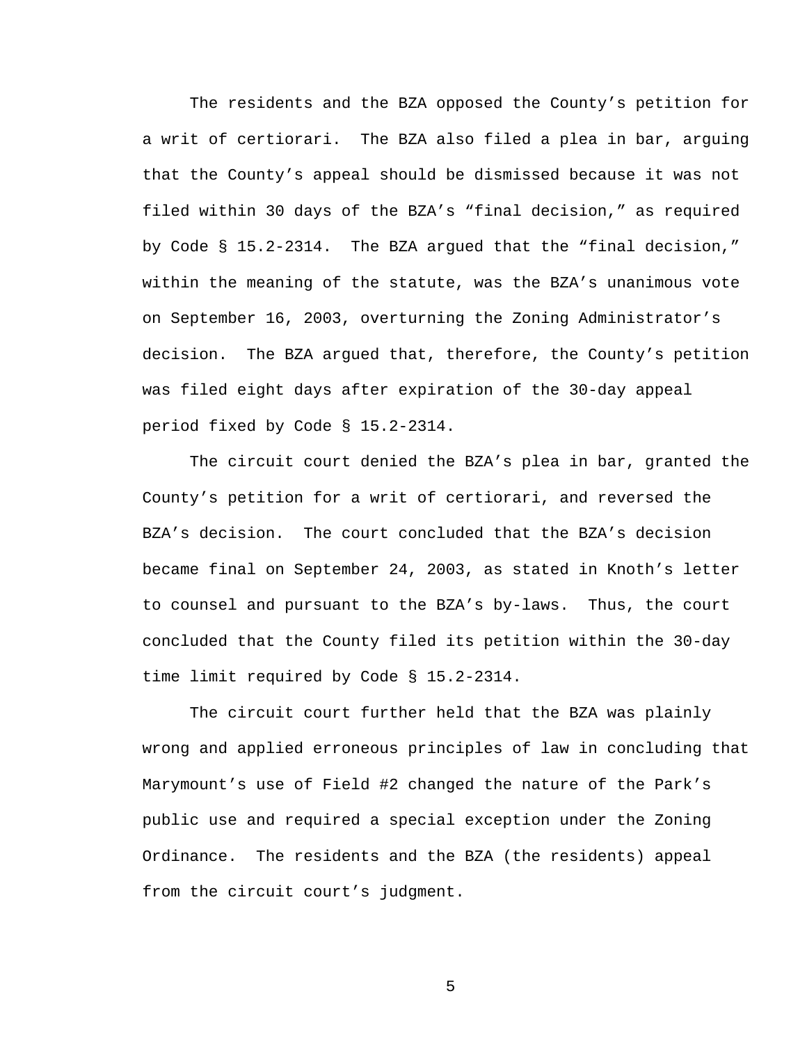The residents and the BZA opposed the County's petition for a writ of certiorari. The BZA also filed a plea in bar, arguing that the County's appeal should be dismissed because it was not filed within 30 days of the BZA's "final decision," as required by Code § 15.2-2314. The BZA argued that the "final decision," within the meaning of the statute, was the BZA's unanimous vote on September 16, 2003, overturning the Zoning Administrator's decision. The BZA argued that, therefore, the County's petition was filed eight days after expiration of the 30-day appeal period fixed by Code § 15.2-2314.

The circuit court denied the BZA's plea in bar, granted the County's petition for a writ of certiorari, and reversed the BZA's decision. The court concluded that the BZA's decision became final on September 24, 2003, as stated in Knoth's letter to counsel and pursuant to the BZA's by-laws. Thus, the court concluded that the County filed its petition within the 30-day time limit required by Code § 15.2-2314.

The circuit court further held that the BZA was plainly wrong and applied erroneous principles of law in concluding that Marymount's use of Field #2 changed the nature of the Park's public use and required a special exception under the Zoning Ordinance. The residents and the BZA (the residents) appeal from the circuit court's judgment.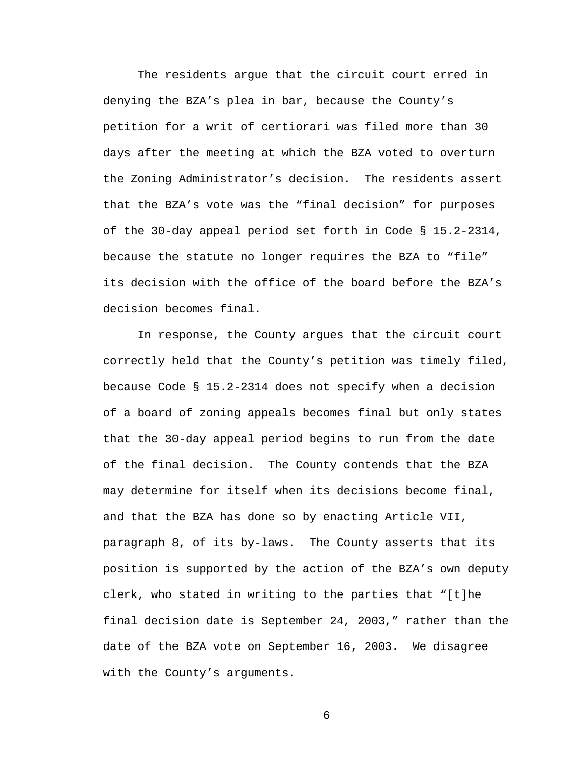The residents argue that the circuit court erred in denying the BZA's plea in bar, because the County's petition for a writ of certiorari was filed more than 30 days after the meeting at which the BZA voted to overturn the Zoning Administrator's decision. The residents assert that the BZA's vote was the "final decision" for purposes of the 30-day appeal period set forth in Code § 15.2-2314, because the statute no longer requires the BZA to "file" its decision with the office of the board before the BZA's decision becomes final.

In response, the County argues that the circuit court correctly held that the County's petition was timely filed, because Code § 15.2-2314 does not specify when a decision of a board of zoning appeals becomes final but only states that the 30-day appeal period begins to run from the date of the final decision. The County contends that the BZA may determine for itself when its decisions become final, and that the BZA has done so by enacting Article VII, paragraph 8, of its by-laws. The County asserts that its position is supported by the action of the BZA's own deputy clerk, who stated in writing to the parties that "[t]he final decision date is September 24, 2003," rather than the date of the BZA vote on September 16, 2003. We disagree with the County's arguments.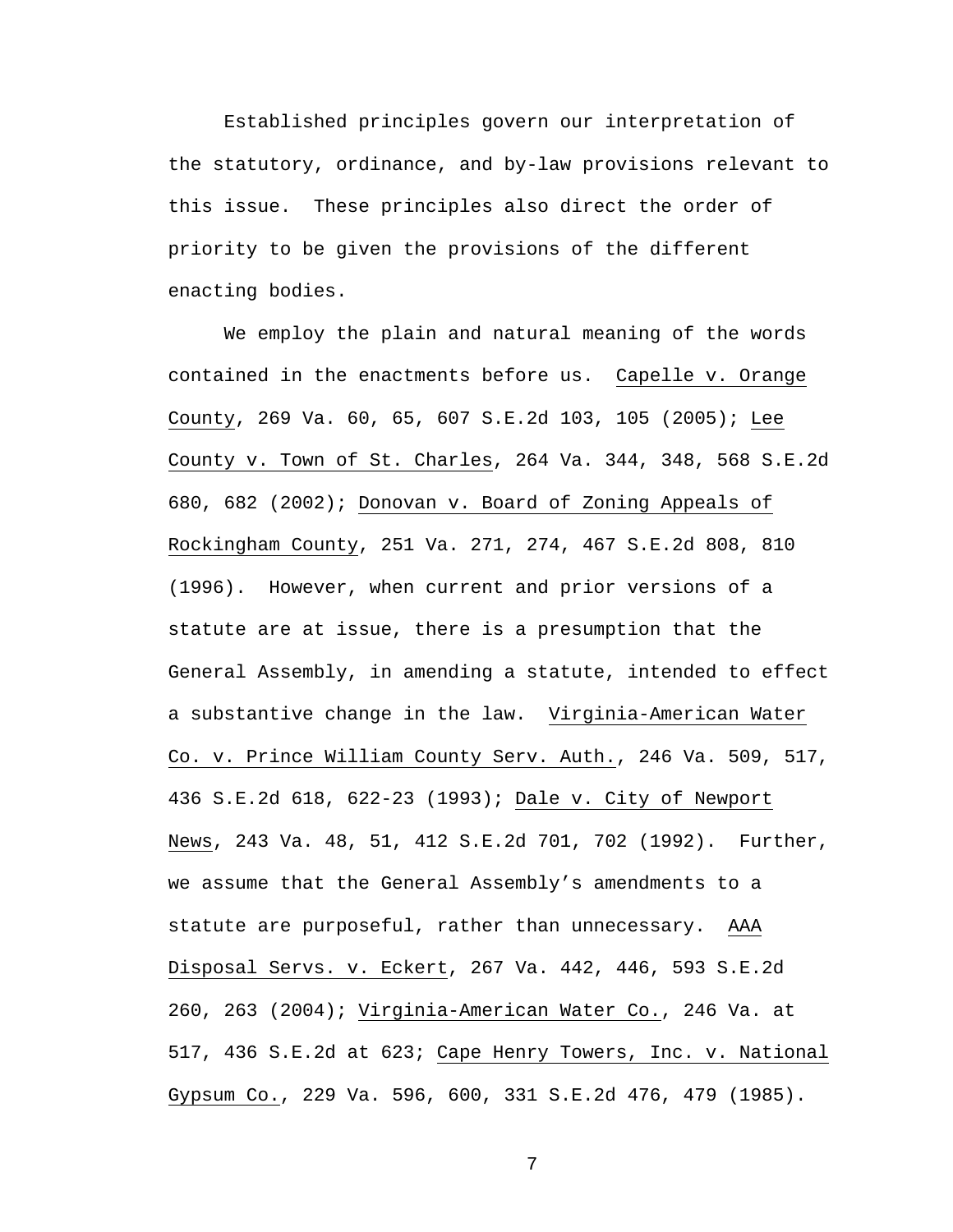Established principles govern our interpretation of the statutory, ordinance, and by-law provisions relevant to this issue. These principles also direct the order of priority to be given the provisions of the different enacting bodies.

We employ the plain and natural meaning of the words contained in the enactments before us. Capelle v. Orange County, 269 Va. 60, 65, 607 S.E.2d 103, 105 (2005); Lee County v. Town of St. Charles, 264 Va. 344, 348, 568 S.E.2d 680, 682 (2002); Donovan v. Board of Zoning Appeals of Rockingham County, 251 Va. 271, 274, 467 S.E.2d 808, 810 (1996). However, when current and prior versions of a statute are at issue, there is a presumption that the General Assembly, in amending a statute, intended to effect a substantive change in the law. Virginia-American Water Co. v. Prince William County Serv. Auth., 246 Va. 509, 517, 436 S.E.2d 618, 622-23 (1993); Dale v. City of Newport News, 243 Va. 48, 51, 412 S.E.2d 701, 702 (1992). Further, we assume that the General Assembly's amendments to a statute are purposeful, rather than unnecessary. AAA Disposal Servs. v. Eckert, 267 Va. 442, 446, 593 S.E.2d 260, 263 (2004); Virginia-American Water Co., 246 Va. at 517, 436 S.E.2d at 623; Cape Henry Towers, Inc. v. National Gypsum Co., 229 Va. 596, 600, 331 S.E.2d 476, 479 (1985).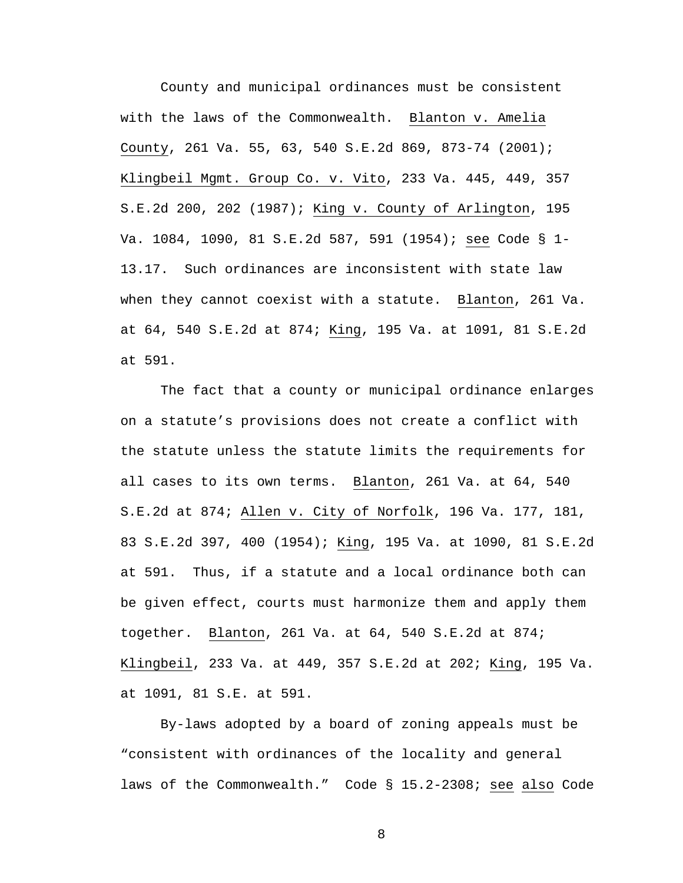County and municipal ordinances must be consistent with the laws of the Commonwealth. Blanton v. Amelia County, 261 Va. 55, 63, 540 S.E.2d 869, 873-74 (2001); Klingbeil Mgmt. Group Co. v. Vito, 233 Va. 445, 449, 357 S.E.2d 200, 202 (1987); King v. County of Arlington, 195 Va. 1084, 1090, 81 S.E.2d 587, 591 (1954); see Code § 1-13.17. Such ordinances are inconsistent with state law when they cannot coexist with a statute. Blanton, 261 Va. at 64, 540 S.E.2d at 874; King, 195 Va. at 1091, 81 S.E.2d at 591.

The fact that a county or municipal ordinance enlarges on a statute's provisions does not create a conflict with the statute unless the statute limits the requirements for all cases to its own terms. Blanton, 261 Va. at 64, 540 S.E.2d at 874; Allen v. City of Norfolk, 196 Va. 177, 181, 83 S.E.2d 397, 400 (1954); King, 195 Va. at 1090, 81 S.E.2d at 591. Thus, if a statute and a local ordinance both can be given effect, courts must harmonize them and apply them together. Blanton, 261 Va. at 64, 540 S.E.2d at 874; Klingbeil, 233 Va. at 449, 357 S.E.2d at 202; King, 195 Va. at 1091, 81 S.E. at 591.

By-laws adopted by a board of zoning appeals must be "consistent with ordinances of the locality and general laws of the Commonwealth." Code § 15.2-2308; see also Code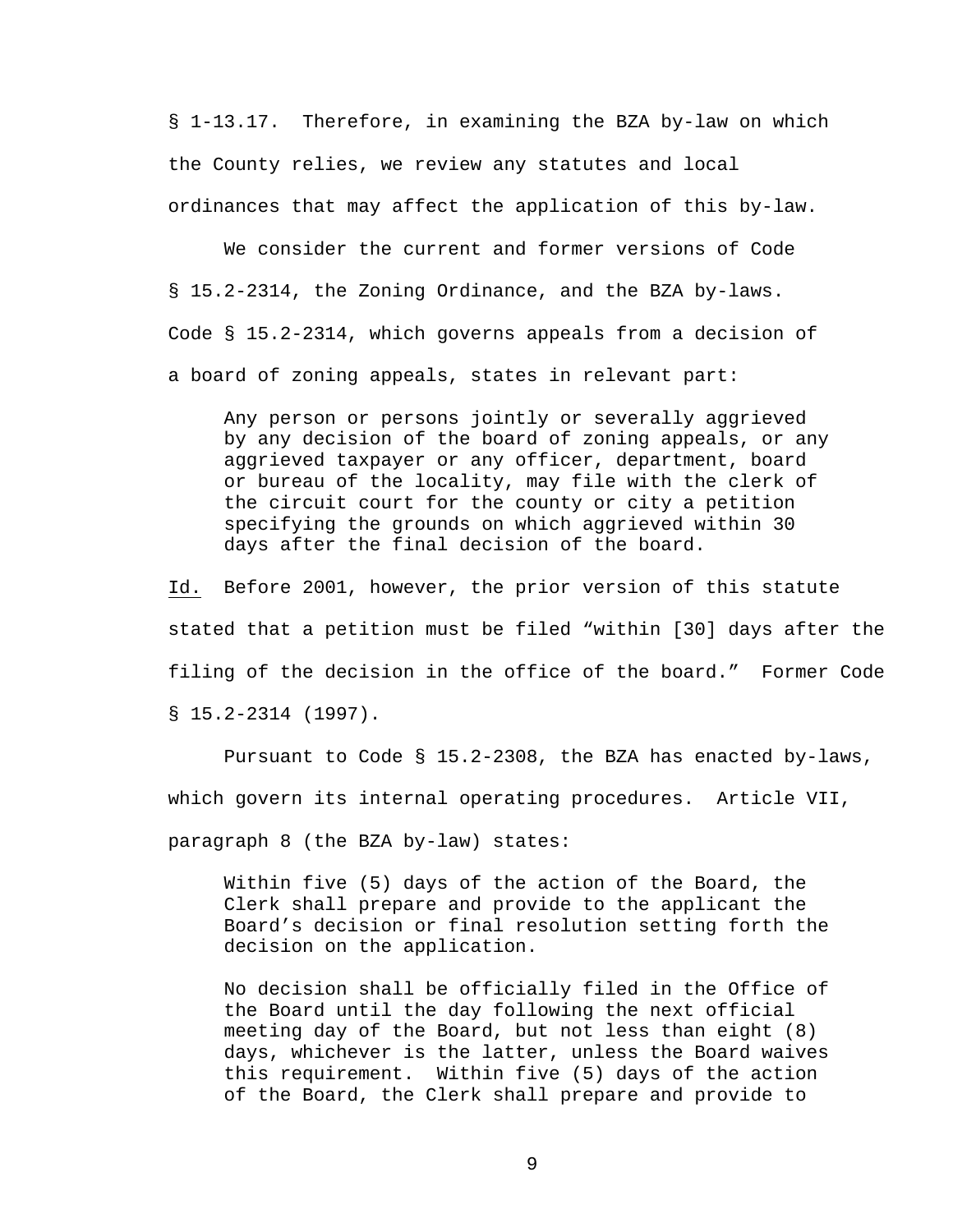§ 1-13.17. Therefore, in examining the BZA by-law on which the County relies, we review any statutes and local ordinances that may affect the application of this by-law.

We consider the current and former versions of Code § 15.2-2314, the Zoning Ordinance, and the BZA by-laws. Code § 15.2-2314, which governs appeals from a decision of a board of zoning appeals, states in relevant part:

> Any person or persons jointly or severally aggrieved by any decision of the board of zoning appeals, or any aggrieved taxpayer or any officer, department, board or bureau of the locality, may file with the clerk of the circuit court for the county or city a petition specifying the grounds on which aggrieved within 30 days after the final decision of the board.

Id. Before 2001, however, the prior version of this statute stated that a petition must be filed "within [30] days after the filing of the decision in the office of the board." Former Code § 15.2-2314 (1997).

Pursuant to Code § 15.2-2308, the BZA has enacted by-laws, which govern its internal operating procedures. Article VII, paragraph 8 (the BZA by-law) states:

> Within five (5) days of the action of the Board, the Clerk shall prepare and provide to the applicant the Board's decision or final resolution setting forth the decision on the application.
>
> No decision shall be officially filed in the Office of the Board until the day following the next official meeting day of the Board, but not less than eight (8) days, whichever is the latter, unless the Board waives this requirement. Within five (5) days of the action of the Board, the Clerk shall prepare and provide to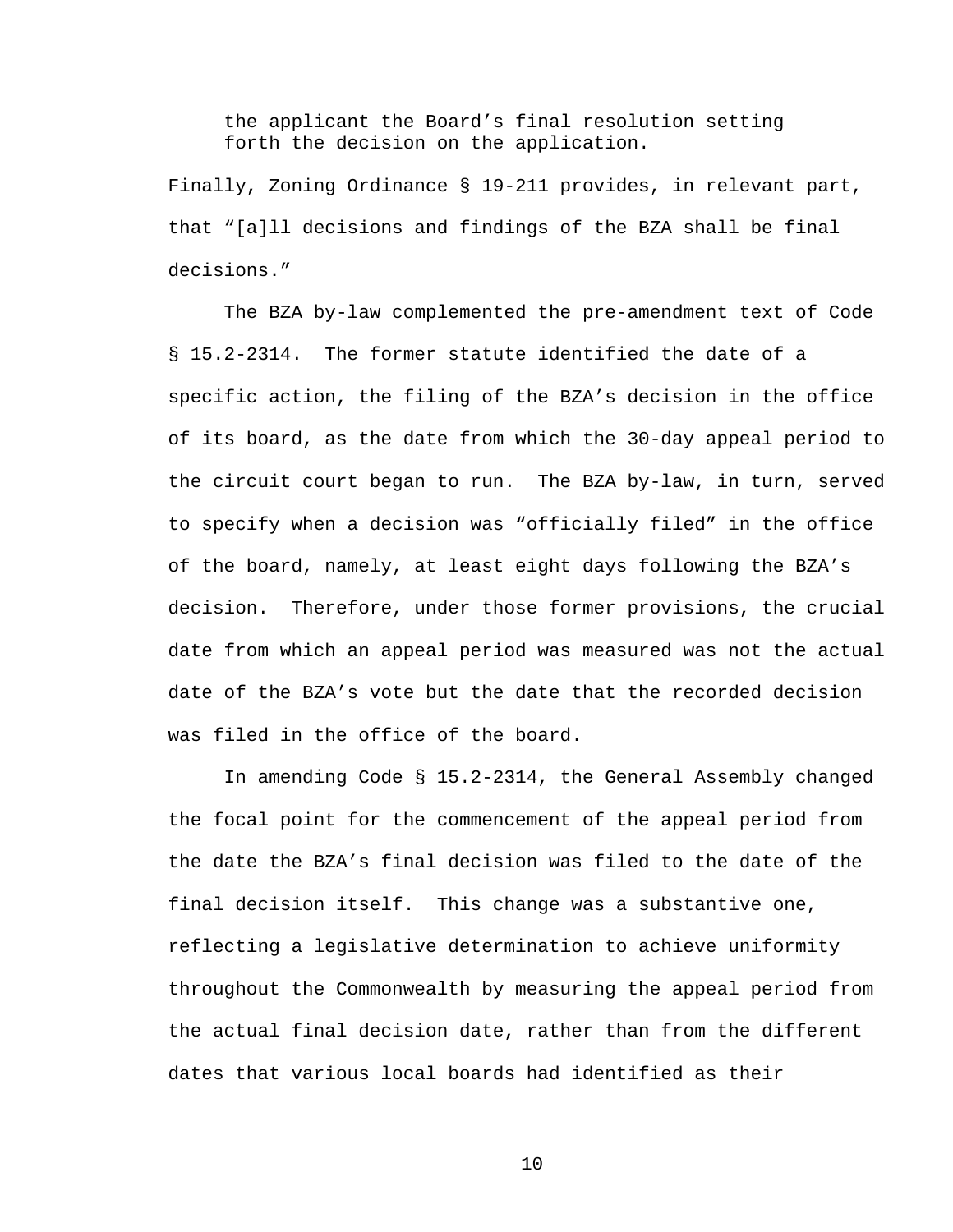> the applicant the Board's final resolution setting forth the decision on the application.

Finally, Zoning Ordinance § 19-211 provides, in relevant part, that "[a]ll decisions and findings of the BZA shall be final decisions."

The BZA by-law complemented the pre-amendment text of Code § 15.2-2314. The former statute identified the date of a specific action, the filing of the BZA's decision in the office of its board, as the date from which the 30-day appeal period to the circuit court began to run. The BZA by-law, in turn, served to specify when a decision was "officially filed" in the office of the board, namely, at least eight days following the BZA's decision. Therefore, under those former provisions, the crucial date from which an appeal period was measured was not the actual date of the BZA's vote but the date that the recorded decision was filed in the office of the board.

In amending Code § 15.2-2314, the General Assembly changed the focal point for the commencement of the appeal period from the date the BZA's final decision was filed to the date of the final decision itself. This change was a substantive one, reflecting a legislative determination to achieve uniformity throughout the Commonwealth by measuring the appeal period from the actual final decision date, rather than from the different dates that various local boards had identified as their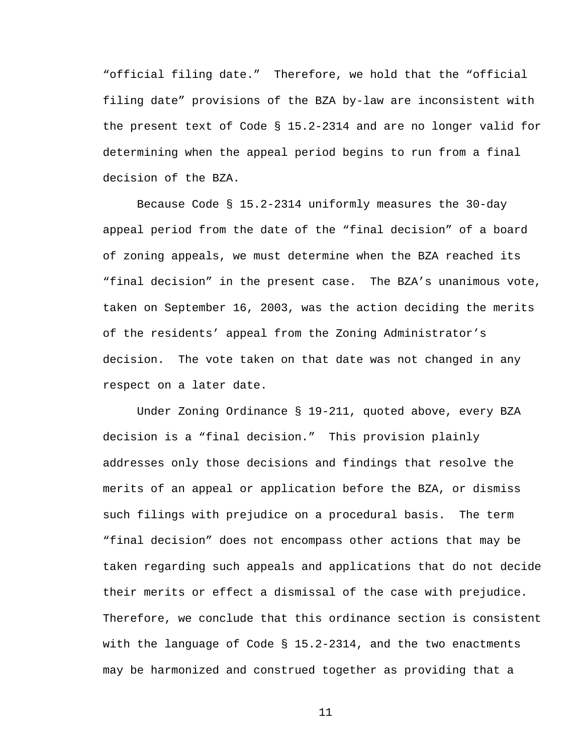"official filing date." Therefore, we hold that the "official filing date" provisions of the BZA by-law are inconsistent with the present text of Code § 15.2-2314 and are no longer valid for determining when the appeal period begins to run from a final decision of the BZA.

Because Code § 15.2-2314 uniformly measures the 30-day appeal period from the date of the "final decision" of a board of zoning appeals, we must determine when the BZA reached its "final decision" in the present case. The BZA's unanimous vote, taken on September 16, 2003, was the action deciding the merits of the residents' appeal from the Zoning Administrator's decision. The vote taken on that date was not changed in any respect on a later date.

Under Zoning Ordinance § 19-211, quoted above, every BZA decision is a "final decision." This provision plainly addresses only those decisions and findings that resolve the merits of an appeal or application before the BZA, or dismiss such filings with prejudice on a procedural basis. The term "final decision" does not encompass other actions that may be taken regarding such appeals and applications that do not decide their merits or effect a dismissal of the case with prejudice. Therefore, we conclude that this ordinance section is consistent with the language of Code § 15.2-2314, and the two enactments may be harmonized and construed together as providing that a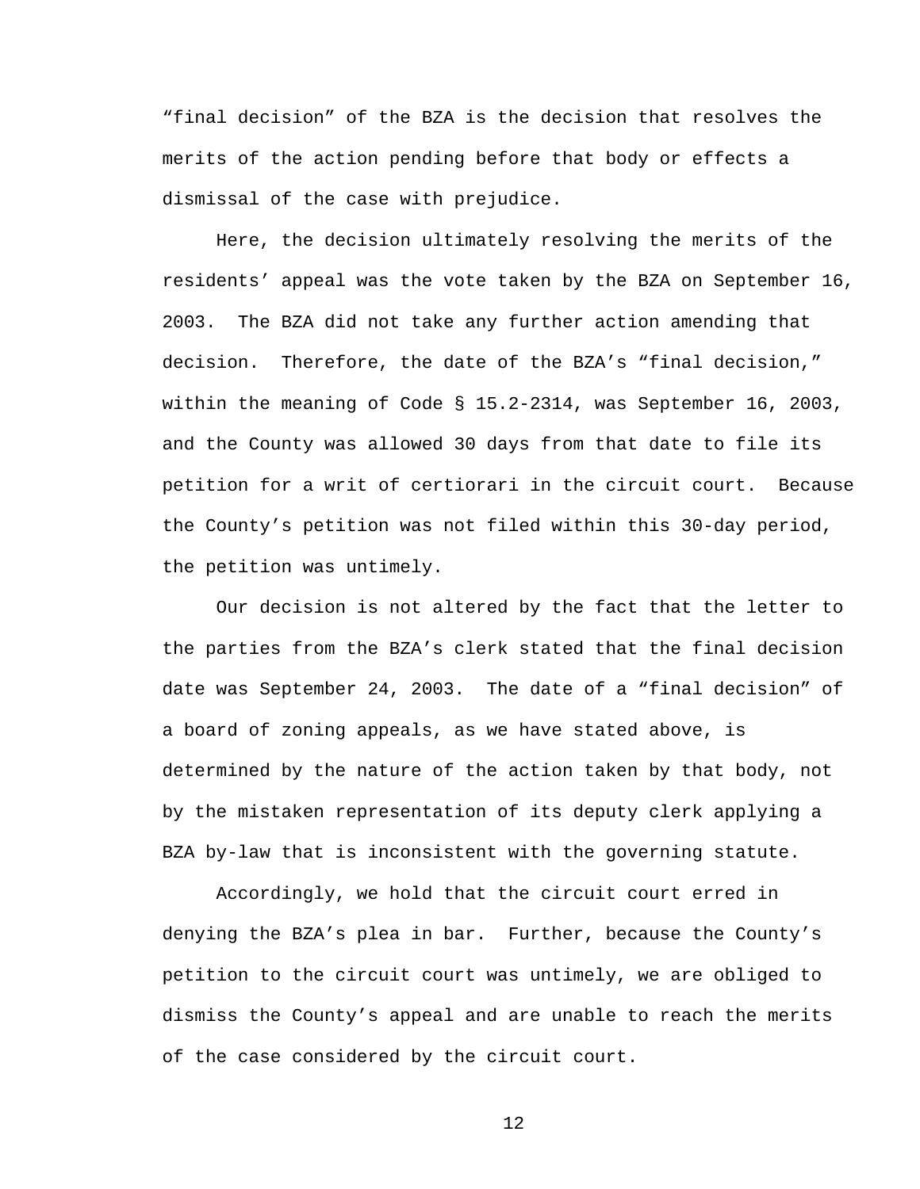"final decision" of the BZA is the decision that resolves the merits of the action pending before that body or effects a dismissal of the case with prejudice.

Here, the decision ultimately resolving the merits of the residents' appeal was the vote taken by the BZA on September 16, 2003. The BZA did not take any further action amending that decision. Therefore, the date of the BZA's "final decision," within the meaning of Code § 15.2-2314, was September 16, 2003, and the County was allowed 30 days from that date to file its petition for a writ of certiorari in the circuit court. Because the County's petition was not filed within this 30-day period, the petition was untimely.

Our decision is not altered by the fact that the letter to the parties from the BZA's clerk stated that the final decision date was September 24, 2003. The date of a "final decision" of a board of zoning appeals, as we have stated above, is determined by the nature of the action taken by that body, not by the mistaken representation of its deputy clerk applying a BZA by-law that is inconsistent with the governing statute.

Accordingly, we hold that the circuit court erred in denying the BZA's plea in bar. Further, because the County's petition to the circuit court was untimely, we are obliged to dismiss the County's appeal and are unable to reach the merits of the case considered by the circuit court.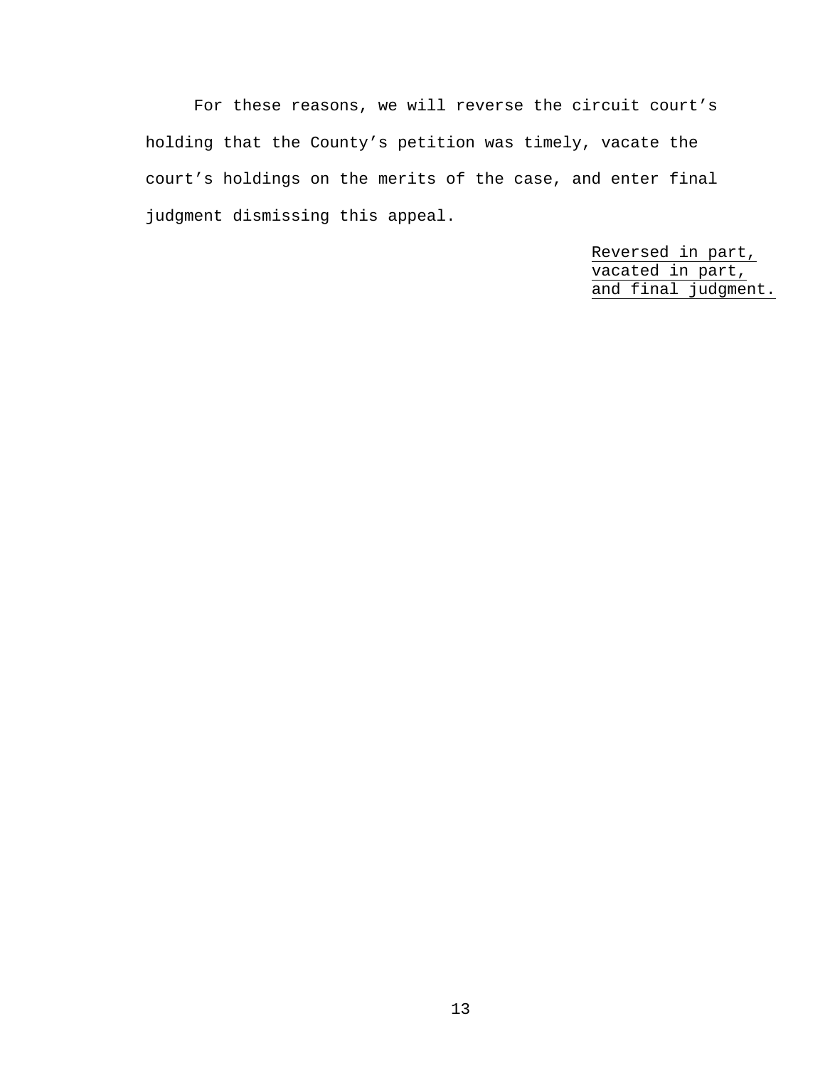For these reasons, we will reverse the circuit court's holding that the County's petition was timely, vacate the court's holdings on the merits of the case, and enter final judgment dismissing this appeal.

<u>Reversed in part,</u>
<u>vacated in part,</u>
<u>and final judgment.</u>